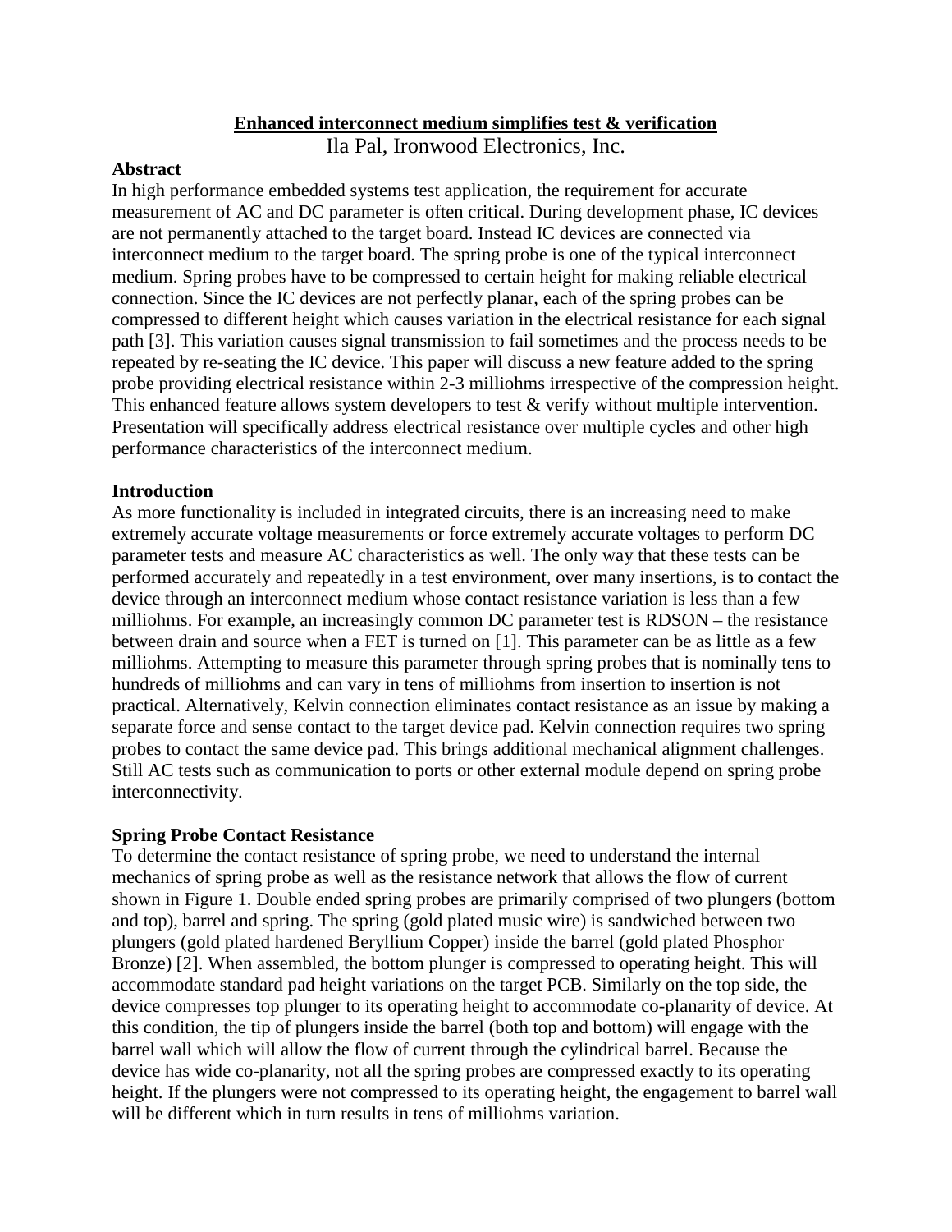# Enhanced interconnect medium simplifies test & verification

Ila Pal, Ironwood Electronics, Inc.

## Abstract

In high performance embedded systems test application, the requirement for accurate measurement of AC and DC parameter is often critical. During development phase, IC devices are not permanently attached to the target board. Instead IC devices are connected via interconnect medium to the target board. The spring probe is one of the typical interconnect medium. Spring probes have to be compressed to certain height for making reliable electrical connection. Since the IC devices are not perfectly planar, each of the spring probes can be compressed to different height which causes variation in the electrical resistance for each signal path [3]. This variation causes signal transmission to fail sometimes and the process needs to be repeated by re-seating the IC device. This paper will discuss a new feature added to the spring probe providing electrical resistance within 2-3 milliohms irrespective of the compression height. This enhanced feature allows system developers to test & verify without multiple intervention. Presentation will specifically address electrical resistance over multiple cycles and other high performance characteristics of the interconnect medium.

## Introduction

As more functionality is included in integrated circuits, there is an increasing need to make extremely accurate voltage measurements or force extremely accurate voltages to perform DC parameter tests and measure AC characteristics as well. The only way that these tests can be performed accurately and repeatedly in a test environment, over many insertions, is to contact the device through an interconnect medium whose contact resistance variation is less than a few milliohms. For example, an increasingly common DC parameter test is RDSON – the resistance between drain and source when a FET is turned on [1]. This parameter can be as little as a few milliohms. Attempting to measure this parameter through spring probes that is nominally tens to hundreds of milliohms and can vary in tens of milliohms from insertion to insertion is not practical. Alternatively, Kelvin connection eliminates contact resistance as an issue by making a separate force and sense contact to the target device pad. Kelvin connection requires two spring probes to contact the same device pad. This brings additional mechanical alignment challenges. Still AC tests such as communication to ports or other external module depend on spring probe interconnectivity.

## Spring Probe Contact Resistance

To determine the contact resistance of spring probe, we need to understand the internal mechanics of spring probe as well as the resistance network that allows the flow of current shown in Figure 1. Double ended spring probes are primarily comprised of two plungers (bottom and top), barrel and spring. The spring (gold plated music wire) is sandwiched between two plungers (gold plated hardened Beryllium Copper) inside the barrel (gold plated Phosphor Bronze) [2]. When assembled, the bottom plunger is compressed to operating height. This will accommodate standard pad height variations on the target PCB. Similarly on the top side, the device compresses top plunger to its operating height to accommodate co-planarity of device. At this condition, the tip of plungers inside the barrel (both top and bottom) will engage with the barrel wall which will allow the flow of current through the cylindrical barrel. Because the device has wide co-planarity, not all the spring probes are compressed exactly to its operating height. If the plungers were not compressed to its operating height, the engagement to barrel wall will be different which in turn results in tens of milliohms variation.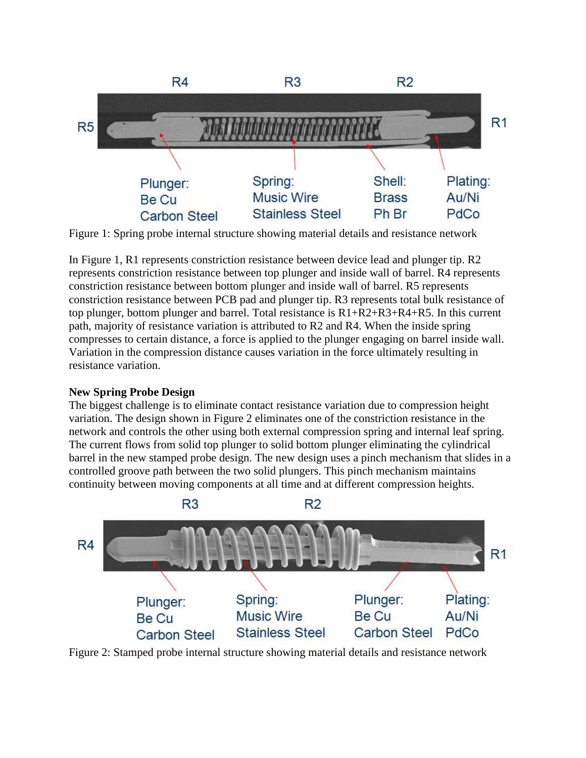R4 R3 R2

R5 R1

Plunger: Be Cu Carbon Steel

Spring: Music Wire Stainless Steel

Shell: Brass Ph Br

Plating: Au/Ni PdCo

Figure 1: Spring probe internal structure showing material details and resistance network

In Figure 1, R1 represents constriction resistance between device lead and plunger tip. R2 represents constriction resistance between top plunger and inside wall of barrel. R4 represents constriction resistance between bottom plunger and inside wall of barrel. R5 represents constriction resistance between PCB pad and plunger tip. R3 represents total bulk resistance of top plunger, bottom plunger and barrel. Total resistance is R1+R2+R3+R4+R5. In this current path, majority of resistance variation is attributed to R2 and R4. When the inside spring compresses to certain distance, a force is applied to the plunger engaging on barrel inside wall. Variation in the compression distance causes variation in the force ultimately resulting in resistance variation.

**New Spring Probe Design**

The biggest challenge is to eliminate contact resistance variation due to compression height variation. The design shown in Figure 2 eliminates one of the constriction resistance in the network and controls the other using both external compression spring and internal leaf spring. The current flows from solid top plunger to solid bottom plunger eliminating the cylindrical barrel in the new stamped probe design. The new design uses a pinch mechanism that slides in a controlled groove path between the two solid plungers. This pinch mechanism maintains continuity between moving components at all time and at different compression heights.

R3 R2

R4 R1

Plunger: Be Cu Carbon Steel

Spring: Music Wire Stainless Steel

Plunger: Be Cu Carbon Steel

Plating: Au/Ni PdCo

Figure 2: Stamped probe internal structure showing material details and resistance network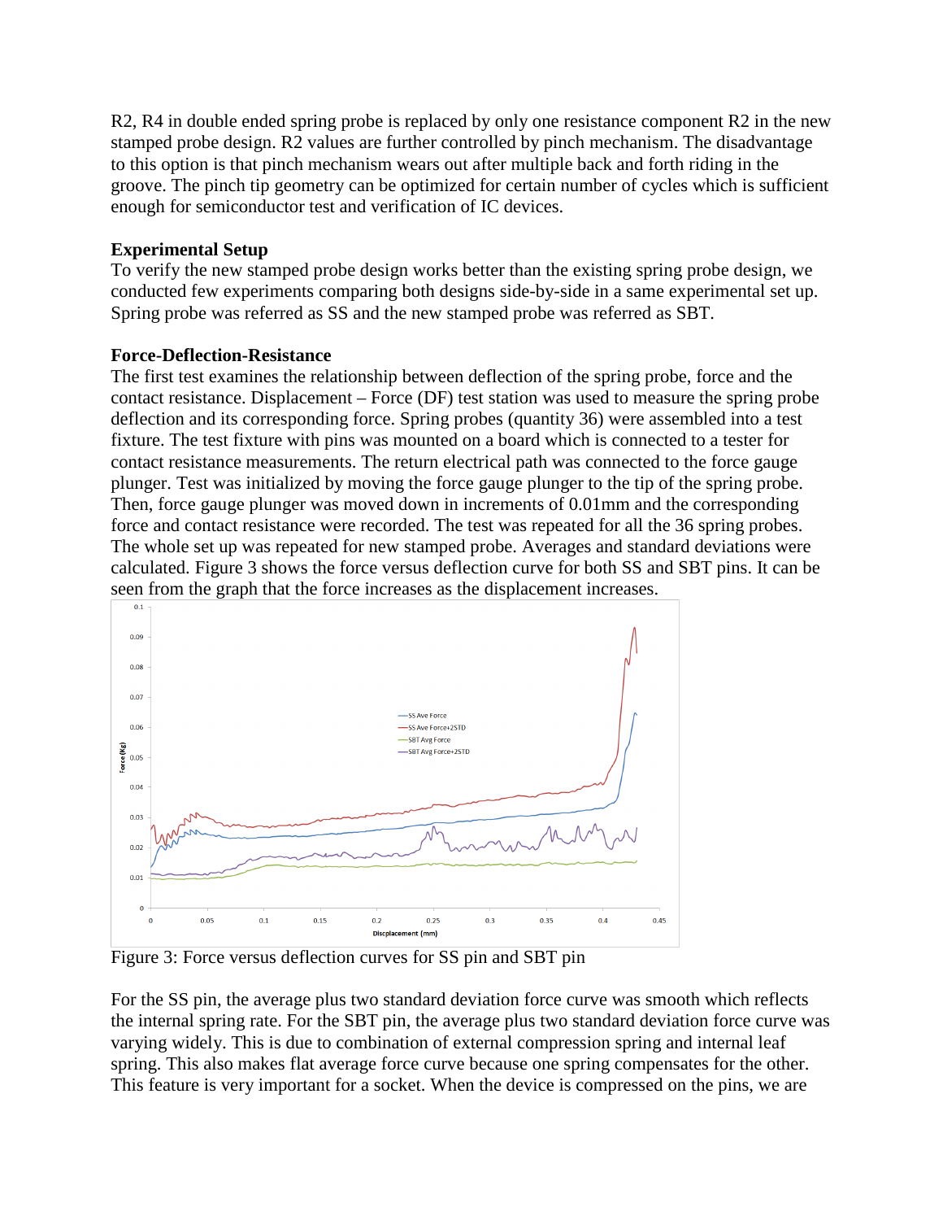R2, R4 in double ended spring probe is replaced by only one resistance component R2 in the new stamped probe design. R2 values are further controlled by pinch mechanism. The disadvantage to this option is that pinch mechanism wears out after multiple back and forth riding in the groove. The pinch tip geometry can be optimized for certain number of cycles which is sufficient enough for semiconductor test and verification of IC devices.

**Experimental Setup**

To verify the new stamped probe design works better than the existing spring probe design, we conducted few experiments comparing both designs side-by-side in a same experimental set up. Spring probe was referred as SS and the new stamped probe was referred as SBT.

**Force-Deflection-Resistance**

The first test examines the relationship between deflection of the spring probe, force and the contact resistance. Displacement – Force (DF) test station was used to measure the spring probe deflection and its corresponding force. Spring probes (quantity 36) were assembled into a test fixture. The test fixture with pins was mounted on a board which is connected to a tester for contact resistance measurements. The return electrical path was connected to the force gauge plunger. Test was initialized by moving the force gauge plunger to the tip of the spring probe. Then, force gauge plunger was moved down in increments of 0.01mm and the corresponding force and contact resistance were recorded. The test was repeated for all the 36 spring probes. The whole set up was repeated for new stamped probe. Averages and standard deviations were calculated. Figure 3 shows the force versus deflection curve for both SS and SBT pins. It can be seen from the graph that the force increases as the displacement increases.

Figure 3: Force versus deflection curves for SS pin and SBT pin

For the SS pin, the average plus two standard deviation force curve was smooth which reflects the internal spring rate. For the SBT pin, the average plus two standard deviation force curve was varying widely. This is due to combination of external compression spring and internal leaf spring. This also makes flat average force curve because one spring compensates for the other. This feature is very important for a socket. When the device is compressed on the pins, we are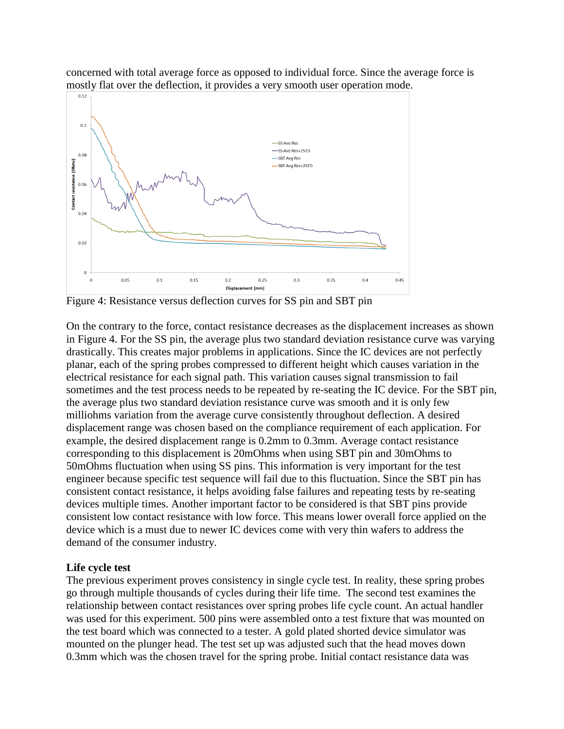concerned with total average force as opposed to individual force. Since the average force is mostly flat over the deflection, it provides a very smooth user operation mode.

Contact resistance (Ohms)

0.12
0.1
0.08
0.06
0.04
0.02
0

0 0.05 0.1 0.15 0.2 0.25 0.3 0.35 0.4 0.45

Displacement (mm)

SS Ave Res
SS Ave Res+2STD
SBT Avg Res
SBT Avg Res+2STD

Figure 4: Resistance versus deflection curves for SS pin and SBT pin

On the contrary to the force, contact resistance decreases as the displacement increases as shown in Figure 4. For the SS pin, the average plus two standard deviation resistance curve was varying drastically. This creates major problems in applications. Since the IC devices are not perfectly planar, each of the spring probes compressed to different height which causes variation in the electrical resistance for each signal path. This variation causes signal transmission to fail sometimes and the test process needs to be repeated by re-seating the IC device. For the SBT pin, the average plus two standard deviation resistance curve was smooth and it is only few milliohms variation from the average curve consistently throughout deflection. A desired displacement range was chosen based on the compliance requirement of each application. For example, the desired displacement range is 0.2mm to 0.3mm. Average contact resistance corresponding to this displacement is 20mOhms when using SBT pin and 30mOhms to 50mOhms fluctuation when using SS pins. This information is very important for the test engineer because specific test sequence will fail due to this fluctuation. Since the SBT pin has consistent contact resistance, it helps avoiding false failures and repeating tests by re-seating devices multiple times. Another important factor to be considered is that SBT pins provide consistent low contact resistance with low force. This means lower overall force applied on the device which is a must due to newer IC devices come with very thin wafers to address the demand of the consumer industry.

**Life cycle test**

The previous experiment proves consistency in single cycle test. In reality, these spring probes go through multiple thousands of cycles during their life time. The second test examines the relationship between contact resistances over spring probes life cycle count. An actual handler was used for this experiment. 500 pins were assembled onto a test fixture that was mounted on the test board which was connected to a tester. A gold plated shorted device simulator was mounted on the plunger head. The test set up was adjusted such that the head moves down 0.3mm which was the chosen travel for the spring probe. Initial contact resistance data was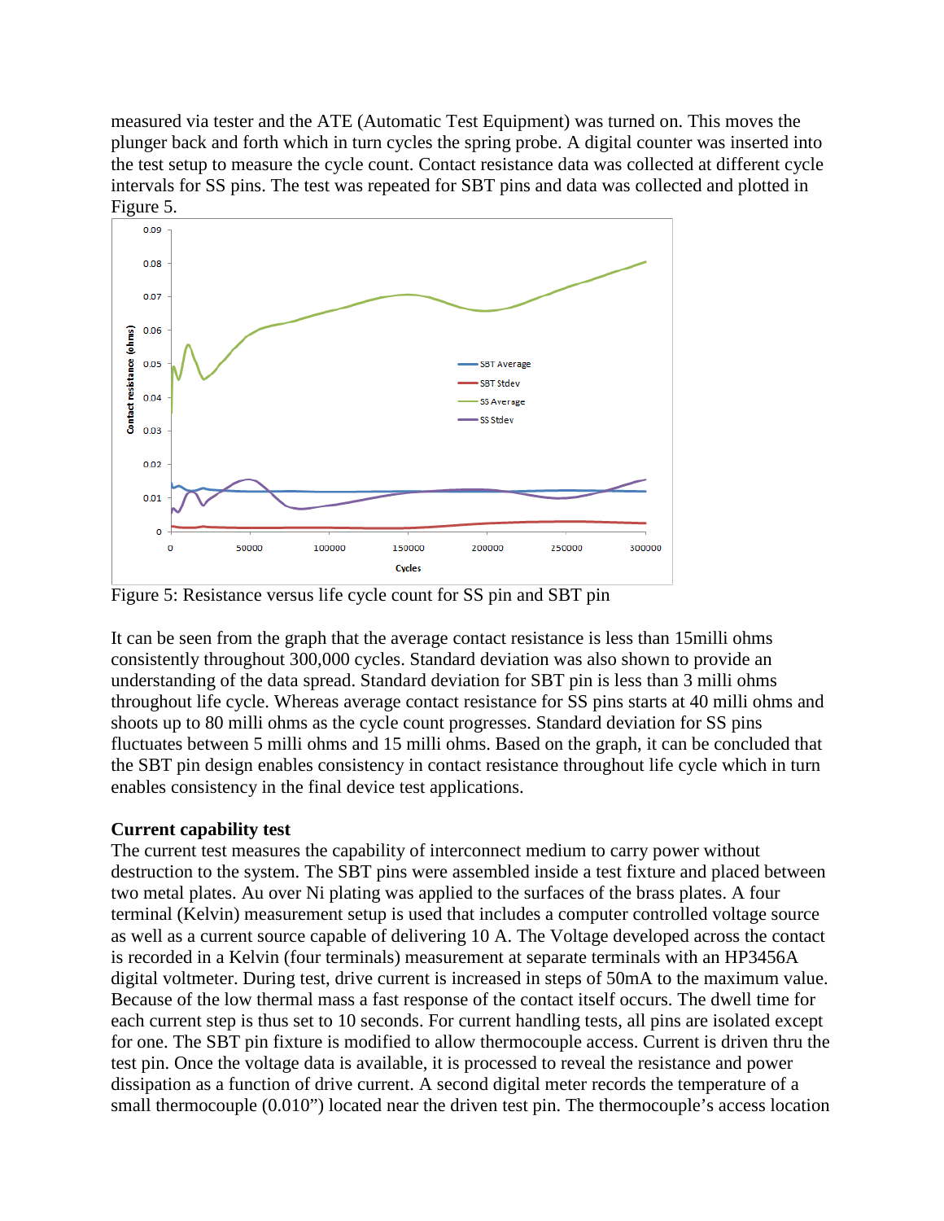measured via tester and the ATE (Automatic Test Equipment) was turned on. This moves the plunger back and forth which in turn cycles the spring probe. A digital counter was inserted into the test setup to measure the cycle count. Contact resistance data was collected at different cycle intervals for SS pins. The test was repeated for SBT pins and data was collected and plotted in Figure 5.

Figure 5: Resistance versus life cycle count for SS pin and SBT pin

It can be seen from the graph that the average contact resistance is less than 15milli ohms consistently throughout 300,000 cycles. Standard deviation was also shown to provide an understanding of the data spread. Standard deviation for SBT pin is less than 3 milli ohms throughout life cycle. Whereas average contact resistance for SS pins starts at 40 milli ohms and shoots up to 80 milli ohms as the cycle count progresses. Standard deviation for SS pins fluctuates between 5 milli ohms and 15 milli ohms. Based on the graph, it can be concluded that the SBT pin design enables consistency in contact resistance throughout life cycle which in turn enables consistency in the final device test applications.

**Current capability test**

The current test measures the capability of interconnect medium to carry power without destruction to the system. The SBT pins were assembled inside a test fixture and placed between two metal plates. Au over Ni plating was applied to the surfaces of the brass plates. A four terminal (Kelvin) measurement setup is used that includes a computer controlled voltage source as well as a current source capable of delivering 10 A. The Voltage developed across the contact is recorded in a Kelvin (four terminals) measurement at separate terminals with an HP3456A digital voltmeter. During test, drive current is increased in steps of 50mA to the maximum value. Because of the low thermal mass a fast response of the contact itself occurs. The dwell time for each current step is thus set to 10 seconds. For current handling tests, all pins are isolated except for one. The SBT pin fixture is modified to allow thermocouple access. Current is driven thru the test pin. Once the voltage data is available, it is processed to reveal the resistance and power dissipation as a function of drive current. A second digital meter records the temperature of a small thermocouple (0.010") located near the driven test pin. The thermocouple's access location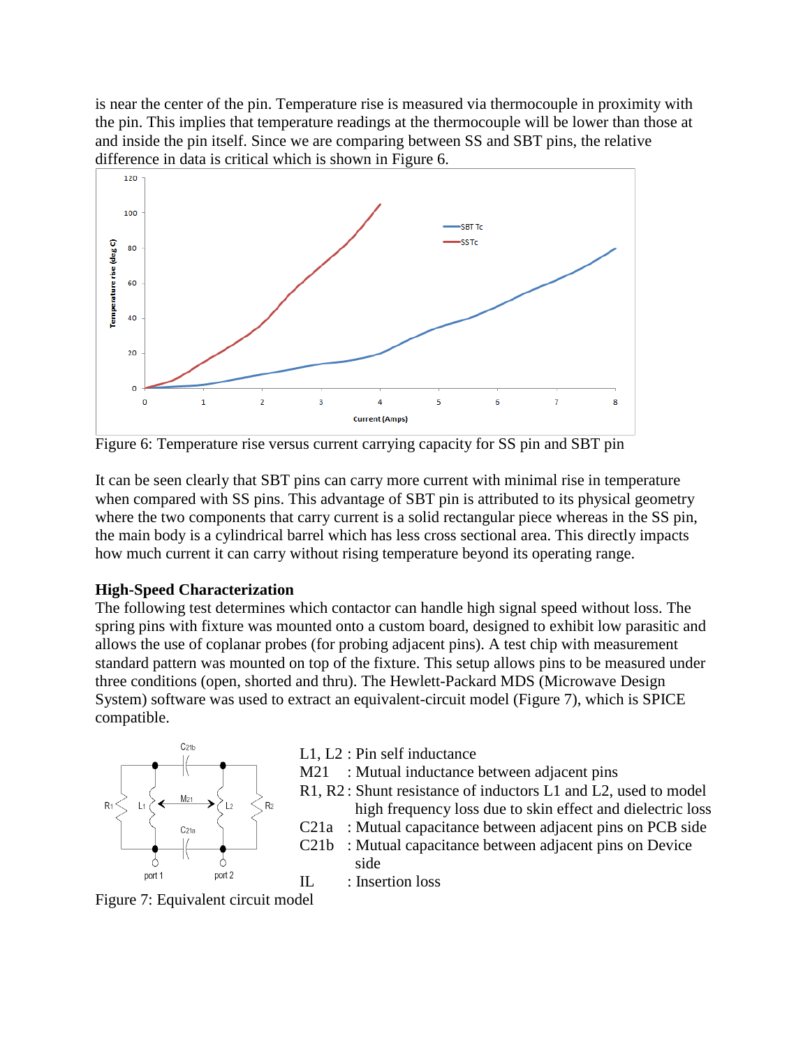is near the center of the pin. Temperature rise is measured via thermocouple in proximity with the pin. This implies that temperature readings at the thermocouple will be lower than those at and inside the pin itself. Since we are comparing between SS and SBT pins, the relative difference in data is critical which is shown in Figure 6.

Temperature rise (deg C)

120
100
80
60
40
20
0

0 1 2 3 4 5 6 7 8

Current (Amps)

SBT Tc
SS Tc

Figure 6: Temperature rise versus current carrying capacity for SS pin and SBT pin

It can be seen clearly that SBT pins can carry more current with minimal rise in temperature when compared with SS pins. This advantage of SBT pin is attributed to its physical geometry where the two components that carry current is a solid rectangular piece whereas in the SS pin, the main body is a cylindrical barrel which has less cross sectional area. This directly impacts how much current it can carry without rising temperature beyond its operating range.

**High-Speed Characterization**

The following test determines which contactor can handle high signal speed without loss. The spring pins with fixture was mounted onto a custom board, designed to exhibit low parasitic and allows the use of coplanar probes (for probing adjacent pins). A test chip with measurement standard pattern was mounted on top of the fixture. This setup allows pins to be measured under three conditions (open, shorted and thru). The Hewlett-Packard MDS (Microwave Design System) software was used to extract an equivalent-circuit model (Figure 7), which is SPICE compatible.

$C_{21b}$
$R_1$ $L_1$ $M_{21}$ $L_2$ $R_2$
$C_{21a}$
port 1 port 2

L1, L2 : Pin self inductance
M21 : Mutual inductance between adjacent pins
R1, R2 : Shunt resistance of inductors L1 and L2, used to model high frequency loss due to skin effect and dielectric loss
C21a : Mutual capacitance between adjacent pins on PCB side
C21b : Mutual capacitance between adjacent pins on Device side
IL : Insertion loss

Figure 7: Equivalent circuit model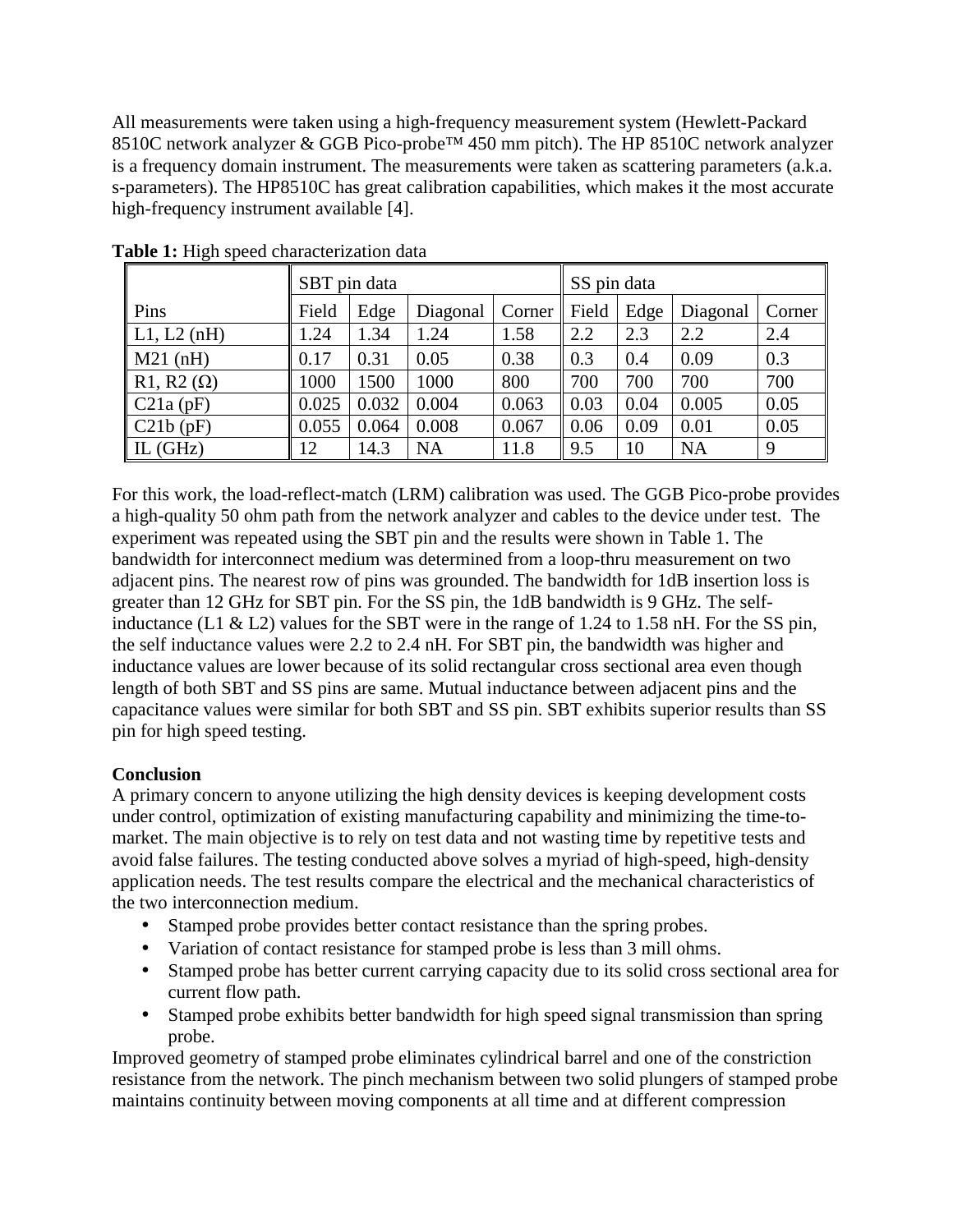All measurements were taken using a high-frequency measurement system (Hewlett-Packard 8510C network analyzer & GGB Pico-probe™ 450 mm pitch). The HP 8510C network analyzer is a frequency domain instrument. The measurements were taken as scattering parameters (a.k.a. s-parameters). The HP8510C has great calibration capabilities, which makes it the most accurate high-frequency instrument available [4].

**Table 1:** High speed characterization data

| | SBT pin data | | | | SS pin data | | | |
|---|---|---|---|---|---|---|---|---|
| Pins | Field | Edge | Diagonal | Corner | Field | Edge | Diagonal | Corner |
| L1, L2 (nH) | 1.24 | 1.34 | 1.24 | 1.58 | 2.2 | 2.3 | 2.2 | 2.4 |
| M21 (nH) | 0.17 | 0.31 | 0.05 | 0.38 | 0.3 | 0.4 | 0.09 | 0.3 |
| R1, R2 (Ω) | 1000 | 1500 | 1000 | 800 | 700 | 700 | 700 | 700 |
| C21a (pF) | 0.025 | 0.032 | 0.004 | 0.063 | 0.03 | 0.04 | 0.005 | 0.05 |
| C21b (pF) | 0.055 | 0.064 | 0.008 | 0.067 | 0.06 | 0.09 | 0.01 | 0.05 |
| IL (GHz) | 12 | 14.3 | NA | 11.8 | 9.5 | 10 | NA | 9 |

For this work, the load-reflect-match (LRM) calibration was used. The GGB Pico-probe provides a high-quality 50 ohm path from the network analyzer and cables to the device under test. The experiment was repeated using the SBT pin and the results were shown in Table 1. The bandwidth for interconnect medium was determined from a loop-thru measurement on two adjacent pins. The nearest row of pins was grounded. The bandwidth for 1dB insertion loss is greater than 12 GHz for SBT pin. For the SS pin, the 1dB bandwidth is 9 GHz. The self-inductance (L1 & L2) values for the SBT were in the range of 1.24 to 1.58 nH. For the SS pin, the self inductance values were 2.2 to 2.4 nH. For SBT pin, the bandwidth was higher and inductance values are lower because of its solid rectangular cross sectional area even though length of both SBT and SS pins are same. Mutual inductance between adjacent pins and the capacitance values were similar for both SBT and SS pin. SBT exhibits superior results than SS pin for high speed testing.

**Conclusion**

A primary concern to anyone utilizing the high density devices is keeping development costs under control, optimization of existing manufacturing capability and minimizing the time-to-market. The main objective is to rely on test data and not wasting time by repetitive tests and avoid false failures. The testing conducted above solves a myriad of high-speed, high-density application needs. The test results compare the electrical and the mechanical characteristics of the two interconnection medium.

- Stamped probe provides better contact resistance than the spring probes.
- Variation of contact resistance for stamped probe is less than 3 mill ohms.
- Stamped probe has better current carrying capacity due to its solid cross sectional area for current flow path.
- Stamped probe exhibits better bandwidth for high speed signal transmission than spring probe.

Improved geometry of stamped probe eliminates cylindrical barrel and one of the constriction resistance from the network. The pinch mechanism between two solid plungers of stamped probe maintains continuity between moving components at all time and at different compression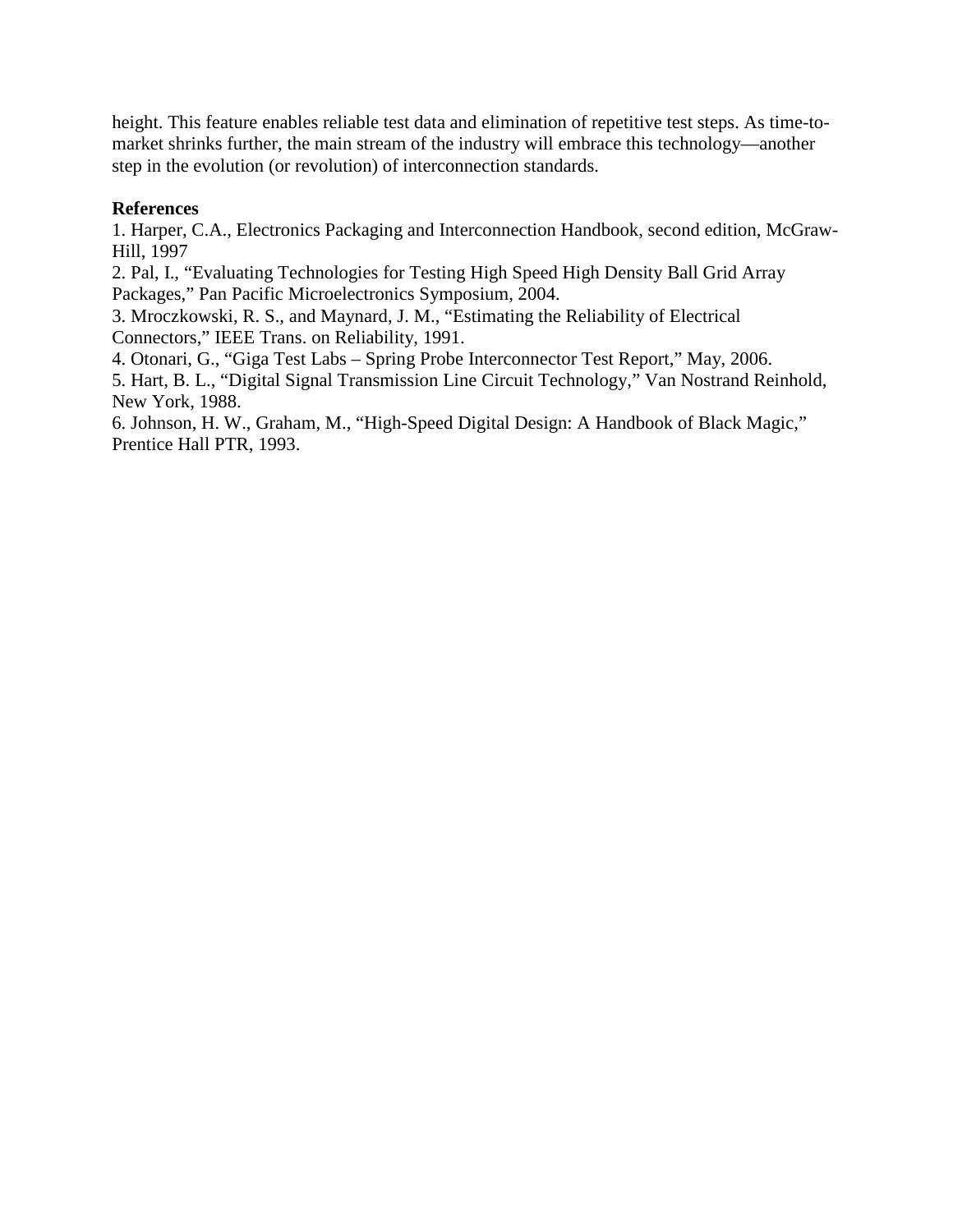height. This feature enables reliable test data and elimination of repetitive test steps. As time-to-market shrinks further, the main stream of the industry will embrace this technology—another step in the evolution (or revolution) of interconnection standards.

**References**

1. Harper, C.A., Electronics Packaging and Interconnection Handbook, second edition, McGraw-Hill, 1997
2. Pal, I., "Evaluating Technologies for Testing High Speed High Density Ball Grid Array Packages," Pan Pacific Microelectronics Symposium, 2004.
3. Mroczkowski, R. S., and Maynard, J. M., "Estimating the Reliability of Electrical Connectors," IEEE Trans. on Reliability, 1991.
4. Otonari, G., "Giga Test Labs – Spring Probe Interconnector Test Report," May, 2006.
5. Hart, B. L., "Digital Signal Transmission Line Circuit Technology," Van Nostrand Reinhold, New York, 1988.
6. Johnson, H. W., Graham, M., "High-Speed Digital Design: A Handbook of Black Magic," Prentice Hall PTR, 1993.